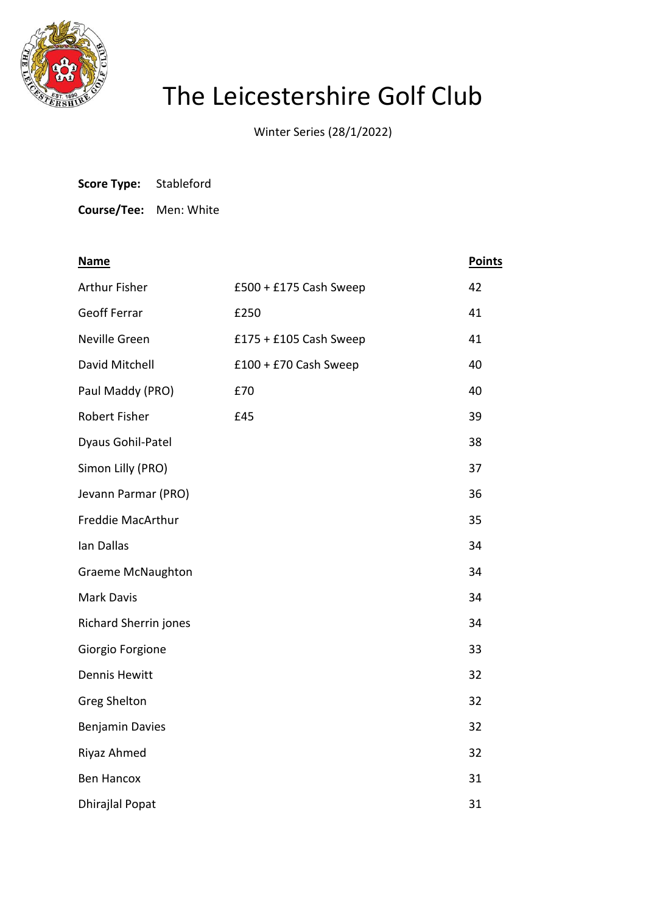# The Leicestershire Golf Club

Winter Series (28/1/2022)

**Score Type:** Stableford

**Course/Tee:** Men: White

| Name | | Points |
|---|---|---|
| Arthur Fisher | £500 + £175 Cash Sweep | 42 |
| Geoff Ferrar | £250 | 41 |
| Neville Green | £175 + £105 Cash Sweep | 41 |
| David Mitchell | £100 + £70 Cash Sweep | 40 |
| Paul Maddy (PRO) | £70 | 40 |
| Robert Fisher | £45 | 39 |
| Dyaus Gohil-Patel | | 38 |
| Simon Lilly (PRO) | | 37 |
| Jevann Parmar (PRO) | | 36 |
| Freddie MacArthur | | 35 |
| Ian Dallas | | 34 |
| Graeme McNaughton | | 34 |
| Mark Davis | | 34 |
| Richard Sherrin jones | | 34 |
| Giorgio Forgione | | 33 |
| Dennis Hewitt | | 32 |
| Greg Shelton | | 32 |
| Benjamin Davies | | 32 |
| Riyaz Ahmed | | 32 |
| Ben Hancox | | 31 |
| Dhirajlal Popat | | 31 |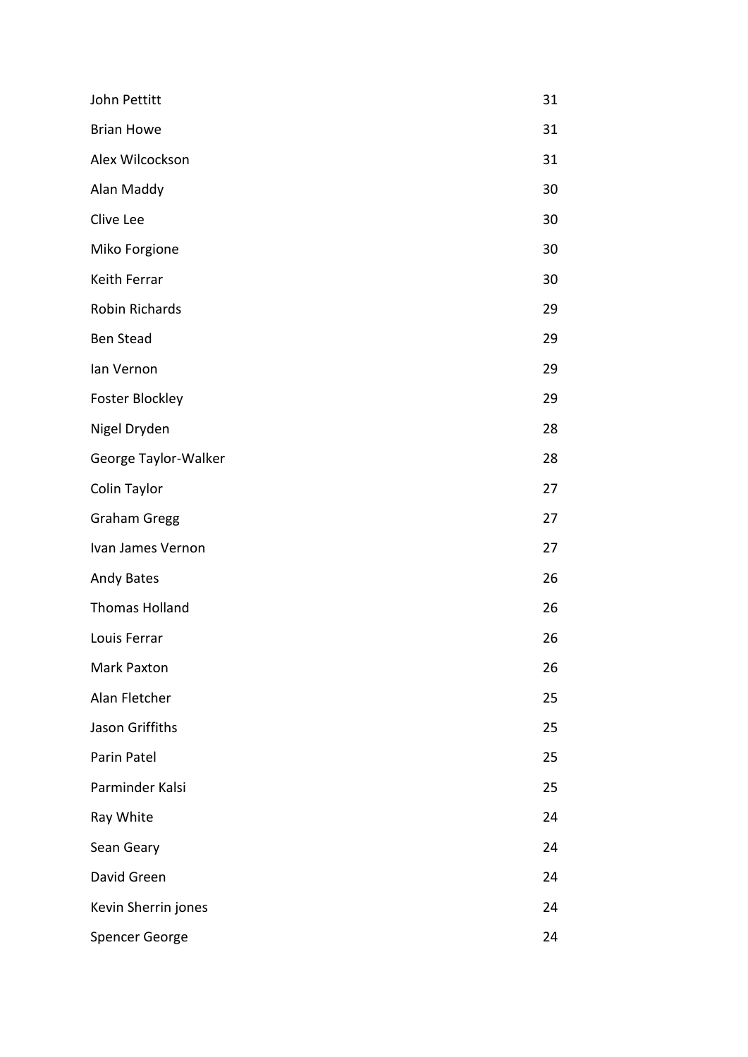| | |
|---|---|
| John Pettitt | 31 |
| Brian Howe | 31 |
| Alex Wilcockson | 31 |
| Alan Maddy | 30 |
| Clive Lee | 30 |
| Miko Forgione | 30 |
| Keith Ferrar | 30 |
| Robin Richards | 29 |
| Ben Stead | 29 |
| Ian Vernon | 29 |
| Foster Blockley | 29 |
| Nigel Dryden | 28 |
| George Taylor-Walker | 28 |
| Colin Taylor | 27 |
| Graham Gregg | 27 |
| Ivan James Vernon | 27 |
| Andy Bates | 26 |
| Thomas Holland | 26 |
| Louis Ferrar | 26 |
| Mark Paxton | 26 |
| Alan Fletcher | 25 |
| Jason Griffiths | 25 |
| Parin Patel | 25 |
| Parminder Kalsi | 25 |
| Ray White | 24 |
| Sean Geary | 24 |
| David Green | 24 |
| Kevin Sherrin jones | 24 |
| Spencer George | 24 |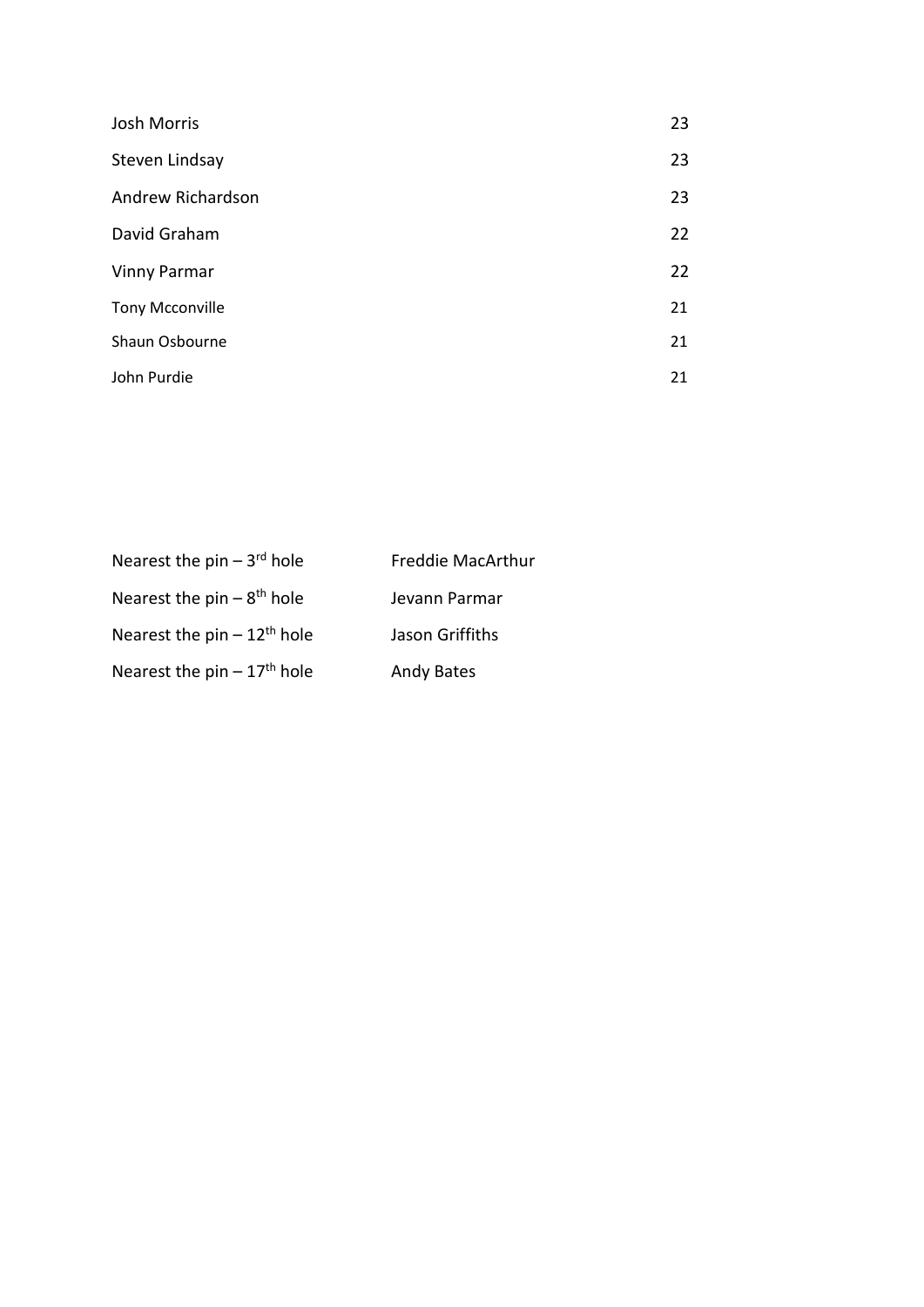| | |
|---|---|
| Josh Morris | 23 |
| Steven Lindsay | 23 |
| Andrew Richardson | 23 |
| David Graham | 22 |
| Vinny Parmar | 22 |
| Tony Mcconville | 21 |
| Shaun Osbourne | 21 |
| John Purdie | 21 |

| | |
|---|---|
| Nearest the pin – 3rd hole | Freddie MacArthur |
| Nearest the pin – 8th hole | Jevann Parmar |
| Nearest the pin – 12th hole | Jason Griffiths |
| Nearest the pin – 17th hole | Andy Bates |